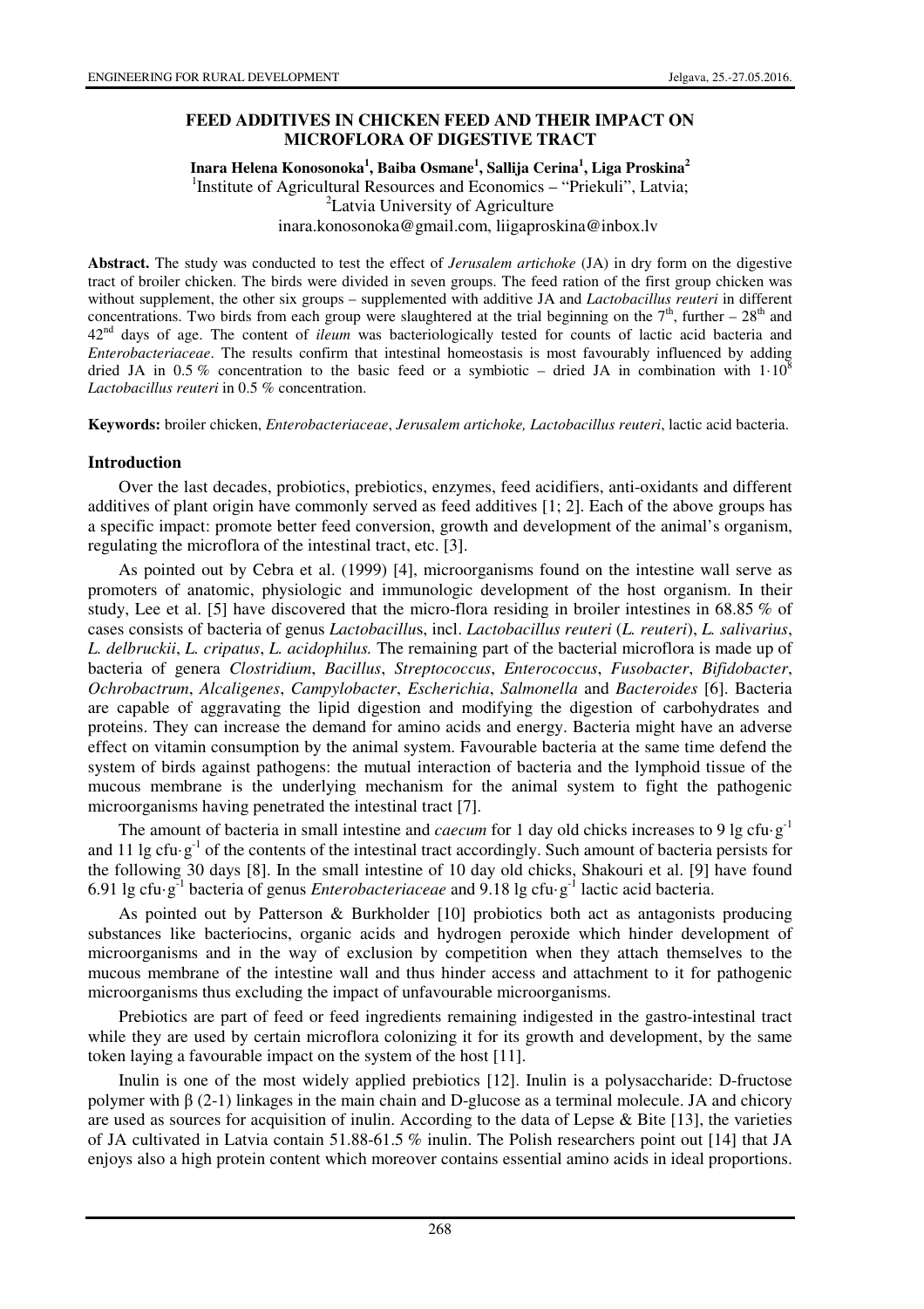# FEED ADDITIVES IN CHICKEN FEED AND THEIR IMPACT ON MICROFLORA OF DIGESTIVE TRACT

**Inara Helena Konosonoka[1], Baiba Osmane[1], Sallija Cerina[1], Liga Proskina[2]**

[1]Institute of Agricultural Resources and Economics – "Priekuli", Latvia;
[2]Latvia University of Agriculture
inara.konosonoka@gmail.com, liigaproskina@inbox.lv

**Abstract.** The study was conducted to test the effect of *Jerusalem artichoke* (JA) in dry form on the digestive tract of broiler chicken. The birds were divided in seven groups. The feed ration of the first group chicken was without supplement, the other six groups – supplemented with additive JA and *Lactobacillus reuteri* in different concentrations. Two birds from each group were slaughtered at the trial beginning on the 7[th], further – 28[th] and 42[nd] days of age. The content of *ileum* was bacteriologically tested for counts of lactic acid bacteria and *Enterobacteriaceae*. The results confirm that intestinal homeostasis is most favourably influenced by adding dried JA in 0.5 % concentration to the basic feed or a symbiotic – dried JA in combination with $1 \cdot 10^8$ *Lactobacillus reuteri* in 0.5 % concentration.

**Keywords:** broiler chicken, *Enterobacteriaceae*, *Jerusalem artichoke, Lactobacillus reuteri*, lactic acid bacteria.

## Introduction

Over the last decades, probiotics, prebiotics, enzymes, feed acidifiers, anti-oxidants and different additives of plant origin have commonly served as feed additives [1; 2]. Each of the above groups has a specific impact: promote better feed conversion, growth and development of the animal's organism, regulating the microflora of the intestinal tract, etc. [3].

As pointed out by Cebra et al. (1999) [4], microorganisms found on the intestine wall serve as promoters of anatomic, physiologic and immunologic development of the host organism. In their study, Lee et al. [5] have discovered that the micro-flora residing in broiler intestines in 68.85 % of cases consists of bacteria of genus *Lactobacillu*s, incl. *Lactobacillus reuteri* (*L. reuteri*), *L. salivarius*, *L. delbruckii*, *L. cripatus*, *L. acidophilus.* The remaining part of the bacterial microflora is made up of bacteria of genera *Clostridium*, *Bacillus*, *Streptococcus*, *Enterococcus*, *Fusobacter*, *Bifidobacter*, *Ochrobactrum*, *Alcaligenes*, *Campylobacter*, *Escherichia*, *Salmonella* and *Bacteroides* [6]. Bacteria are capable of aggravating the lipid digestion and modifying the digestion of carbohydrates and proteins. They can increase the demand for amino acids and energy. Bacteria might have an adverse effect on vitamin consumption by the animal system. Favourable bacteria at the same time defend the system of birds against pathogens: the mutual interaction of bacteria and the lymphoid tissue of the mucous membrane is the underlying mechanism for the animal system to fight the pathogenic microorganisms having penetrated the intestinal tract [7].

The amount of bacteria in small intestine and *caecum* for 1 day old chicks increases to 9 lg $cfu \cdot g^{-1}$ and 11 lg $cfu \cdot g^{-1}$ of the contents of the intestinal tract accordingly. Such amount of bacteria persists for the following 30 days [8]. In the small intestine of 10 day old chicks, Shakouri et al. [9] have found 6.91 lg $cfu \cdot g^{-1}$ bacteria of genus *Enterobacteriaceae* and 9.18 lg $cfu \cdot g^{-1}$ lactic acid bacteria.

As pointed out by Patterson & Burkholder [10] probiotics both act as antagonists producing substances like bacteriocins, organic acids and hydrogen peroxide which hinder development of microorganisms and in the way of exclusion by competition when they attach themselves to the mucous membrane of the intestine wall and thus hinder access and attachment to it for pathogenic microorganisms thus excluding the impact of unfavourable microorganisms.

Prebiotics are part of feed or feed ingredients remaining indigested in the gastro-intestinal tract while they are used by certain microflora colonizing it for its growth and development, by the same token laying a favourable impact on the system of the host [11].

Inulin is one of the most widely applied prebiotics [12]. Inulin is a polysaccharide: D-fructose polymer with β (2-1) linkages in the main chain and D-glucose as a terminal molecule. JA and chicory are used as sources for acquisition of inulin. According to the data of Lepse & Bite [13], the varieties of JA cultivated in Latvia contain 51.88-61.5 % inulin. The Polish researchers point out [14] that JA enjoys also a high protein content which moreover contains essential amino acids in ideal proportions.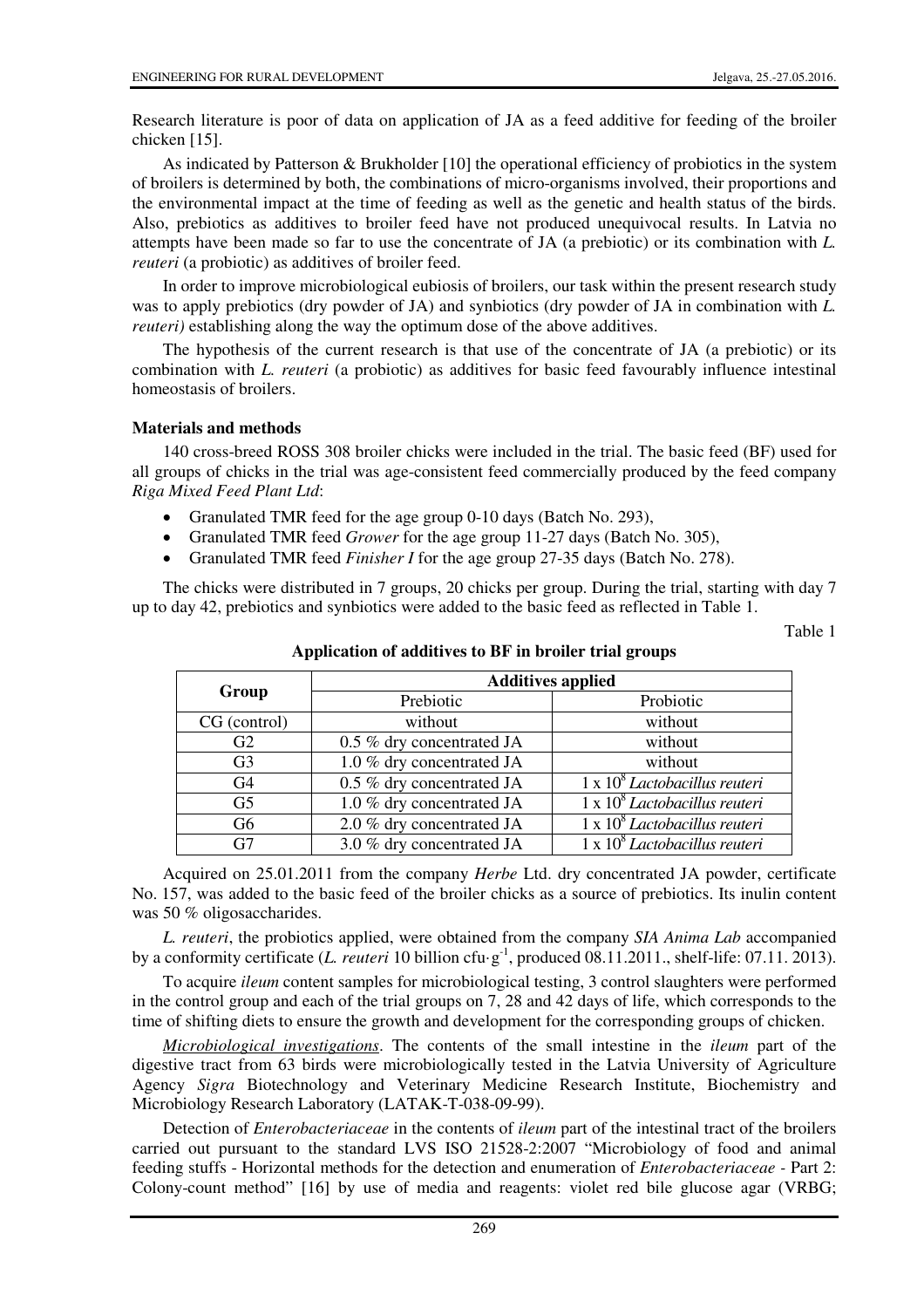Research literature is poor of data on application of JA as a feed additive for feeding of the broiler chicken [15].

As indicated by Patterson & Brukholder [10] the operational efficiency of probiotics in the system of broilers is determined by both, the combinations of micro-organisms involved, their proportions and the environmental impact at the time of feeding as well as the genetic and health status of the birds. Also, prebiotics as additives to broiler feed have not produced unequivocal results. In Latvia no attempts have been made so far to use the concentrate of JA (a prebiotic) or its combination with *L. reuteri* (a probiotic) as additives of broiler feed.

In order to improve microbiological eubiosis of broilers, our task within the present research study was to apply prebiotics (dry powder of JA) and synbiotics (dry powder of JA in combination with *L. reuteri)* establishing along the way the optimum dose of the above additives.

The hypothesis of the current research is that use of the concentrate of JA (a prebiotic) or its combination with *L. reuteri* (a probiotic) as additives for basic feed favourably influence intestinal homeostasis of broilers.

## Materials and methods

140 cross-breed ROSS 308 broiler chicks were included in the trial. The basic feed (BF) used for all groups of chicks in the trial was age-consistent feed commercially produced by the feed company *Riga Mixed Feed Plant Ltd*:

- Granulated TMR feed for the age group 0-10 days (Batch No. 293),
- Granulated TMR feed *Grower* for the age group 11-27 days (Batch No. 305),
- Granulated TMR feed *Finisher I* for the age group 27-35 days (Batch No. 278).

The chicks were distributed in 7 groups, 20 chicks per group. During the trial, starting with day 7 up to day 42, prebiotics and synbiotics were added to the basic feed as reflected in Table 1.

Table 1

**Application of additives to BF in broiler trial groups**

| Group | Additives applied | |
|---|---|---|
| | Prebiotic | Probiotic |
| CG (control) | without | without |
| G2 | 0.5 % dry concentrated JA | without |
| G3 | 1.0 % dry concentrated JA | without |
| G4 | 0.5 % dry concentrated JA | $1 \times 10^8$ *Lactobacillus reuteri* |
| G5 | 1.0 % dry concentrated JA | $1 \times 10^8$ *Lactobacillus reuteri* |
| G6 | 2.0 % dry concentrated JA | $1 \times 10^8$ *Lactobacillus reuteri* |
| G7 | 3.0 % dry concentrated JA | $1 \times 10^8$ *Lactobacillus reuteri* |

Acquired on 25.01.2011 from the company *Herbe* Ltd. dry concentrated JA powder, certificate No. 157, was added to the basic feed of the broiler chicks as a source of prebiotics. Its inulin content was 50 % oligosaccharides.

*L. reuteri*, the probiotics applied, were obtained from the company *SIA Anima Lab* accompanied by a conformity certificate (*L. reuteri* 10 billion cfu·g$^{-1}$, produced 08.11.2011., shelf-life: 07.11. 2013).

To acquire *ileum* content samples for microbiological testing, 3 control slaughters were performed in the control group and each of the trial groups on 7, 28 and 42 days of life, which corresponds to the time of shifting diets to ensure the growth and development for the corresponding groups of chicken.

*Microbiological investigations*. The contents of the small intestine in the *ileum* part of the digestive tract from 63 birds were microbiologically tested in the Latvia University of Agriculture Agency *Sigra* Biotechnology and Veterinary Medicine Research Institute, Biochemistry and Microbiology Research Laboratory (LATAK-T-038-09-99).

Detection of *Enterobacteriaceae* in the contents of *ileum* part of the intestinal tract of the broilers carried out pursuant to the standard LVS ISO 21528-2:2007 "Microbiology of food and animal feeding stuffs - Horizontal methods for the detection and enumeration of *Enterobacteriaceae* - Part 2: Colony-count method" [16] by use of media and reagents: violet red bile glucose agar (VRBG;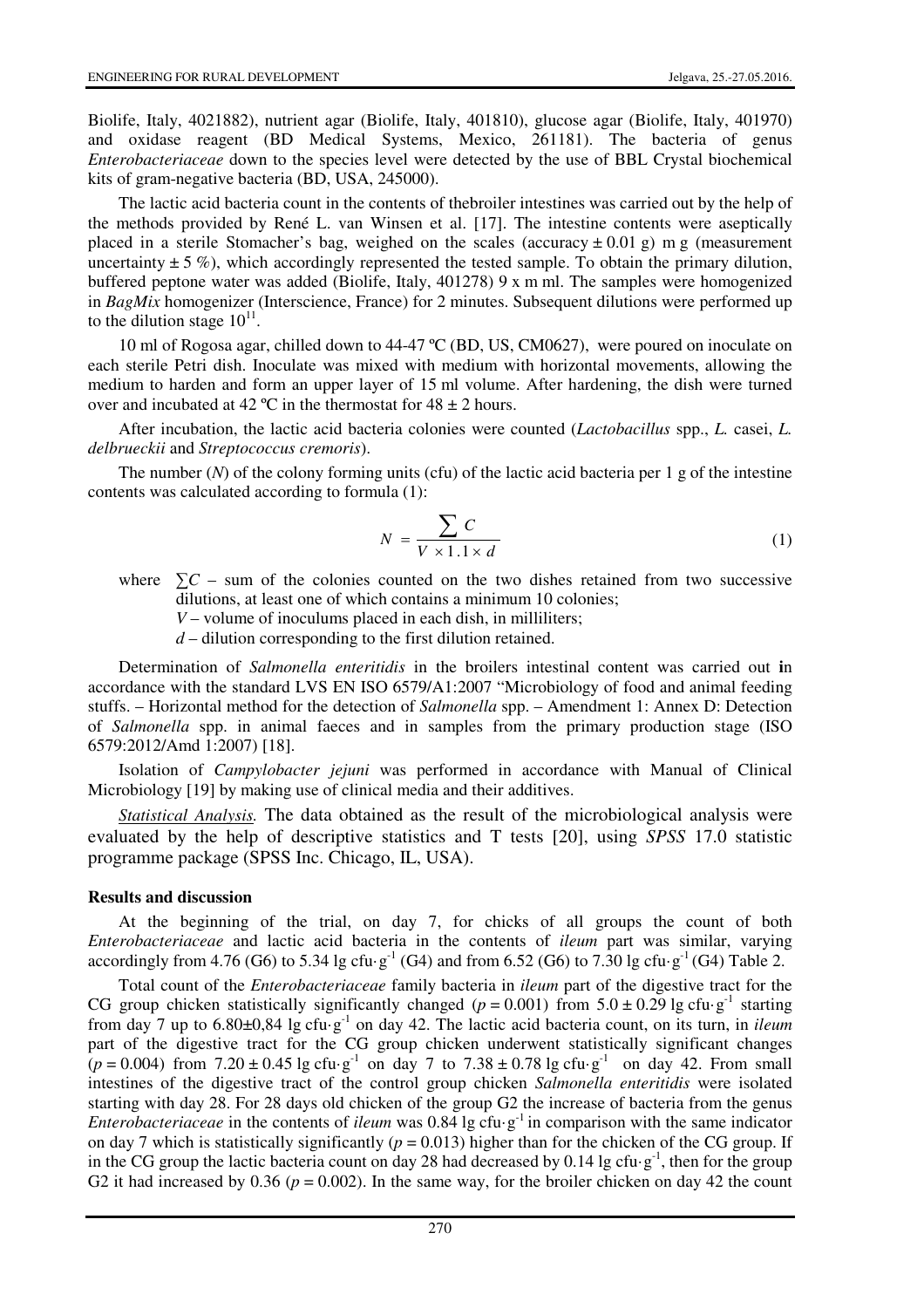Biolife, Italy, 4021882), nutrient agar (Biolife, Italy, 401810), glucose agar (Biolife, Italy, 401970) and oxidase reagent (BD Medical Systems, Mexico, 261181). The bacteria of genus *Enterobacteriaceae* down to the species level were detected by the use of BBL Crystal biochemical kits of gram-negative bacteria (BD, USA, 245000).

The lactic acid bacteria count in the contents of thebroiler intestines was carried out by the help of the methods provided by René L. van Winsen et al. [17]. The intestine contents were aseptically placed in a sterile Stomacher's bag, weighed on the scales (accuracy ± 0.01 g) m g (measurement uncertainty ± 5 %), which accordingly represented the tested sample. To obtain the primary dilution, buffered peptone water was added (Biolife, Italy, 401278) 9 x m ml. The samples were homogenized in *BagMix* homogenizer (Interscience, France) for 2 minutes. Subsequent dilutions were performed up to the dilution stage $10^{11}$.

10 ml of Rogosa agar, chilled down to 44-47 ºC (BD, US, CM0627), were poured on inoculate on each sterile Petri dish. Inoculate was mixed with medium with horizontal movements, allowing the medium to harden and form an upper layer of 15 ml volume. After hardening, the dish were turned over and incubated at 42 ºC in the thermostat for 48 ± 2 hours.

After incubation, the lactic acid bacteria colonies were counted (*Lactobacillus* spp., *L.* casei, *L. delbrueckii* and *Streptococcus cremoris*).

The number ($N$) of the colony forming units (cfu) of the lactic acid bacteria per 1 g of the intestine contents was calculated according to formula (1):

$$N = \frac{\sum C}{V \times 1.1 \times d} \tag{1}$$

where $\sum C$ – sum of the colonies counted on the two dishes retained from two successive dilutions, at least one of which contains a minimum 10 colonies;

$V$ – volume of inoculums placed in each dish, in milliliters;

$d$ – dilution corresponding to the first dilution retained.

Determination of *Salmonella enteritidis* in the broilers intestinal content was carried out **i**n accordance with the standard LVS EN ISO 6579/A1:2007 "Microbiology of food and animal feeding stuffs. – Horizontal method for the detection of *Salmonella* spp. – Amendment 1: Annex D: Detection of *Salmonella* spp. in animal faeces and in samples from the primary production stage (ISO 6579:2012/Amd 1:2007) [18].

Isolation of *Campylobacter jejuni* was performed in accordance with Manual of Clinical Microbiology [19] by making use of clinical media and their additives.

*Statistical Analysis.* The data obtained as the result of the microbiological analysis were evaluated by the help of descriptive statistics and T tests [20], using *SPSS* 17.0 statistic programme package (SPSS Inc. Chicago, IL, USA).

## Results and discussion

At the beginning of the trial, on day 7, for chicks of all groups the count of both *Enterobacteriaceae* and lactic acid bacteria in the contents of *ileum* part was similar, varying accordingly from 4.76 (G6) to 5.34 lg cfu·g$^{-1}$ (G4) and from 6.52 (G6) to 7.30 lg cfu·g$^{-1}$ (G4) Table 2.

Total count of the *Enterobacteriaceae* family bacteria in *ileum* part of the digestive tract for the CG group chicken statistically significantly changed ($p = 0.001$) from 5.0 ± 0.29 lg cfu·g$^{-1}$ starting from day 7 up to 6.80±0,84 lg cfu·g$^{-1}$ on day 42. The lactic acid bacteria count, on its turn, in *ileum* part of the digestive tract for the CG group chicken underwent statistically significant changes ($p = 0.004$) from 7.20 ± 0.45 lg cfu·g$^{-1}$ on day 7 to 7.38 ± 0.78 lg cfu·g$^{-1}$ on day 42. From small intestines of the digestive tract of the control group chicken *Salmonella enteritidis* were isolated starting with day 28. For 28 days old chicken of the group G2 the increase of bacteria from the genus *Enterobacteriaceae* in the contents of *ileum* was 0.84 lg cfu·g$^{-1}$ in comparison with the same indicator on day 7 which is statistically significantly ($p = 0.013$) higher than for the chicken of the CG group. If in the CG group the lactic bacteria count on day 28 had decreased by 0.14 lg cfu·g$^{-1}$, then for the group G2 it had increased by 0.36 ($p = 0.002$). In the same way, for the broiler chicken on day 42 the count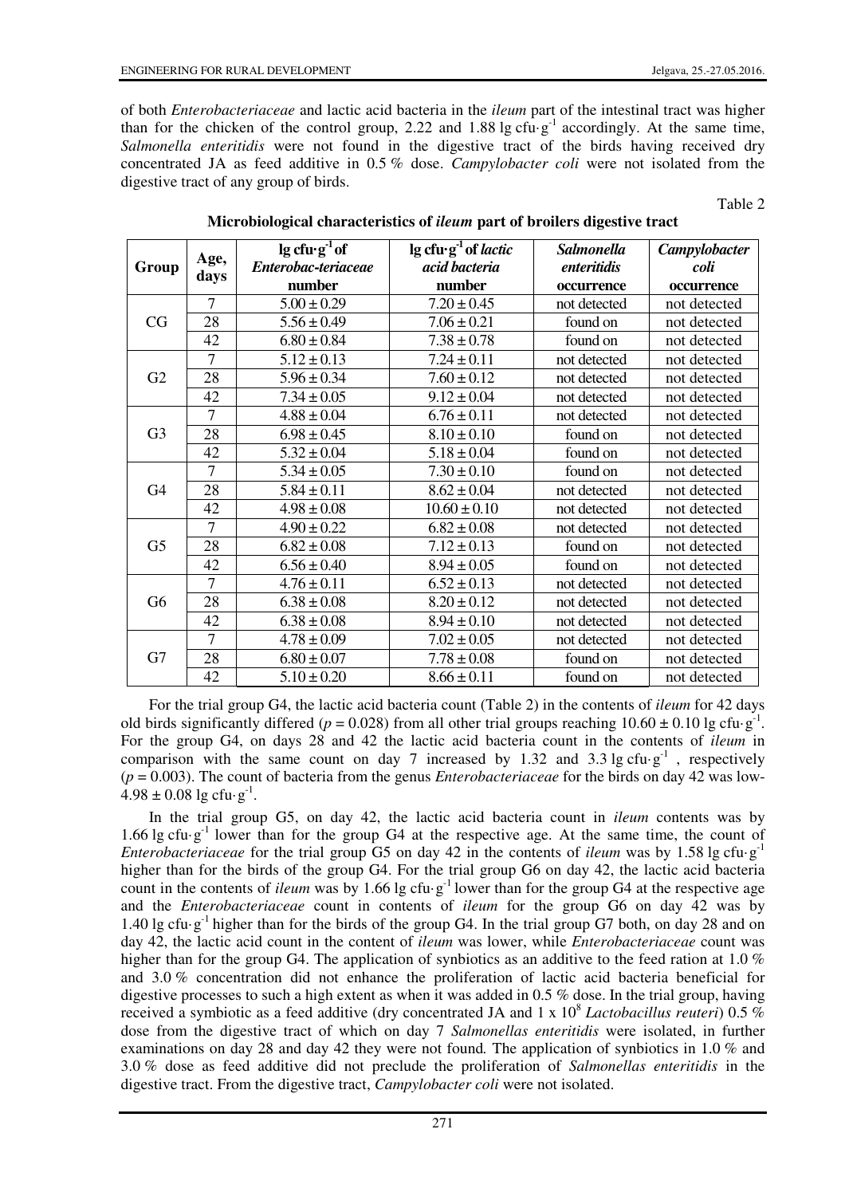of both *Enterobacteriaceae* and lactic acid bacteria in the *ileum* part of the intestinal tract was higher than for the chicken of the control group, 2.22 and 1.88 lg cfu·g$^{-1}$ accordingly. At the same time, *Salmonella enteritidis* were not found in the digestive tract of the birds having received dry concentrated JA as feed additive in 0.5 % dose. *Campylobacter coli* were not isolated from the digestive tract of any group of birds.

Table 2

**Microbiological characteristics of *ileum* part of broilers digestive tract**

| Group | Age, days | lg cfu·g$^{-1}$ of *Enterobac-teriaceae* number | lg cfu·g$^{-1}$ of *lactic acid bacteria* number | *Salmonella enteritidis* occurrence | *Campylobacter coli* occurrence |
|---|---|---|---|---|---|
| CG | 7 | 5.00 ± 0.29 | 7.20 ± 0.45 | not detected | not detected |
| | 28 | 5.56 ± 0.49 | 7.06 ± 0.21 | found on | not detected |
| | 42 | 6.80 ± 0.84 | 7.38 ± 0.78 | found on | not detected |
| G2 | 7 | 5.12 ± 0.13 | 7.24 ± 0.11 | not detected | not detected |
| | 28 | 5.96 ± 0.34 | 7.60 ± 0.12 | not detected | not detected |
| | 42 | 7.34 ± 0.05 | 9.12 ± 0.04 | not detected | not detected |
| G3 | 7 | 4.88 ± 0.04 | 6.76 ± 0.11 | not detected | not detected |
| | 28 | 6.98 ± 0.45 | 8.10 ± 0.10 | found on | not detected |
| | 42 | 5.32 ± 0.04 | 5.18 ± 0.04 | found on | not detected |
| G4 | 7 | 5.34 ± 0.05 | 7.30 ± 0.10 | found on | not detected |
| | 28 | 5.84 ± 0.11 | 8.62 ± 0.04 | not detected | not detected |
| | 42 | 4.98 ± 0.08 | 10.60 ± 0.10 | not detected | not detected |
| G5 | 7 | 4.90 ± 0.22 | 6.82 ± 0.08 | not detected | not detected |
| | 28 | 6.82 ± 0.08 | 7.12 ± 0.13 | found on | not detected |
| | 42 | 6.56 ± 0.40 | 8.94 ± 0.05 | found on | not detected |
| G6 | 7 | 4.76 ± 0.11 | 6.52 ± 0.13 | not detected | not detected |
| | 28 | 6.38 ± 0.08 | 8.20 ± 0.12 | not detected | not detected |
| | 42 | 6.38 ± 0.08 | 8.94 ± 0.10 | not detected | not detected |
| G7 | 7 | 4.78 ± 0.09 | 7.02 ± 0.05 | not detected | not detected |
| | 28 | 6.80 ± 0.07 | 7.78 ± 0.08 | found on | not detected |
| | 42 | 5.10 ± 0.20 | 8.66 ± 0.11 | found on | not detected |

For the trial group G4, the lactic acid bacteria count (Table 2) in the contents of *ileum* for 42 days old birds significantly differed ($p = 0.028$) from all other trial groups reaching 10.60 ± 0.10 lg cfu·g$^{-1}$. For the group G4, on days 28 and 42 the lactic acid bacteria count in the contents of *ileum* in comparison with the same count on day 7 increased by 1.32 and 3.3 lg cfu·g$^{-1}$, respectively ($p = 0.003$). The count of bacteria from the genus *Enterobacteriaceae* for the birds on day 42 was low- 4.98 ± 0.08 lg cfu·g$^{-1}$.

In the trial group G5, on day 42, the lactic acid bacteria count in *ileum* contents was by 1.66 lg cfu·g$^{-1}$ lower than for the group G4 at the respective age. At the same time, the count of *Enterobacteriaceae* for the trial group G5 on day 42 in the contents of *ileum* was by 1.58 lg cfu·g$^{-1}$ higher than for the birds of the group G4. For the trial group G6 on day 42, the lactic acid bacteria count in the contents of *ileum* was by 1.66 lg cfu·g$^{-1}$ lower than for the group G4 at the respective age and the *Enterobacteriaceae* count in contents of *ileum* for the group G6 on day 42 was by 1.40 lg cfu·g$^{-1}$ higher than for the birds of the group G4. In the trial group G7 both, on day 28 and on day 42, the lactic acid count in the content of *ileum* was lower, while *Enterobacteriaceae* count was higher than for the group G4. The application of synbiotics as an additive to the feed ration at 1.0 % and 3.0 % concentration did not enhance the proliferation of lactic acid bacteria beneficial for digestive processes to such a high extent as when it was added in 0.5 % dose. In the trial group, having received a symbiotic as a feed additive (dry concentrated JA and 1 x 10$^8$ *Lactobacillus reuteri*) 0.5 % dose from the digestive tract of which on day 7 *Salmonella enteritidis* were isolated, in further examinations on day 28 and day 42 they were not found*.* The application of synbiotics in 1.0 % and 3.0 % dose as feed additive did not preclude the proliferation of *Salmonellas enteritidis* in the digestive tract. From the digestive tract, *Campylobacter coli* were not isolated.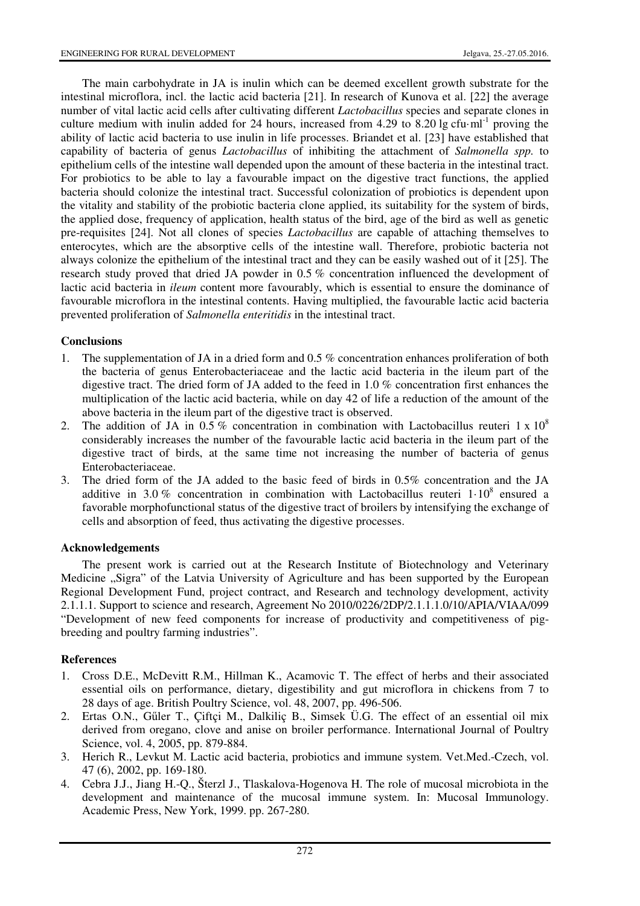The main carbohydrate in JA is inulin which can be deemed excellent growth substrate for the intestinal microflora, incl. the lactic acid bacteria [21]. In research of Kunova et al. [22] the average number of vital lactic acid cells after cultivating different *Lactobacillus* species and separate clones in culture medium with inulin added for 24 hours, increased from 4.29 to 8.20 lg cfu·ml$^{-1}$ proving the ability of lactic acid bacteria to use inulin in life processes. Briandet et al. [23] have established that capability of bacteria of genus *Lactobacillus* of inhibiting the attachment of *Salmonella spp.* to epithelium cells of the intestine wall depended upon the amount of these bacteria in the intestinal tract. For probiotics to be able to lay a favourable impact on the digestive tract functions, the applied bacteria should colonize the intestinal tract. Successful colonization of probiotics is dependent upon the vitality and stability of the probiotic bacteria clone applied, its suitability for the system of birds, the applied dose, frequency of application, health status of the bird, age of the bird as well as genetic pre-requisites [24]. Not all clones of species *Lactobacillus* are capable of attaching themselves to enterocytes, which are the absorptive cells of the intestine wall. Therefore, probiotic bacteria not always colonize the epithelium of the intestinal tract and they can be easily washed out of it [25]. The research study proved that dried JA powder in 0.5 % concentration influenced the development of lactic acid bacteria in *ileum* content more favourably, which is essential to ensure the dominance of favourable microflora in the intestinal contents. Having multiplied, the favourable lactic acid bacteria prevented proliferation of *Salmonella enteritidis* in the intestinal tract.

## Conclusions

1. The supplementation of JA in a dried form and 0.5 % concentration enhances proliferation of both the bacteria of genus Enterobacteriaceae and the lactic acid bacteria in the ileum part of the digestive tract. The dried form of JA added to the feed in 1.0 % concentration first enhances the multiplication of the lactic acid bacteria, while on day 42 of life a reduction of the amount of the above bacteria in the ileum part of the digestive tract is observed.
2. The addition of JA in 0.5 % concentration in combination with Lactobacillus reuteri $1 \times 10^8$ considerably increases the number of the favourable lactic acid bacteria in the ileum part of the digestive tract of birds, at the same time not increasing the number of bacteria of genus Enterobacteriaceae.
3. The dried form of the JA added to the basic feed of birds in 0.5% concentration and the JA additive in 3.0 % concentration in combination with Lactobacillus reuteri $1 \cdot 10^8$ ensured a favorable morphofunctional status of the digestive tract of broilers by intensifying the exchange of cells and absorption of feed, thus activating the digestive processes.

## Acknowledgements

The present work is carried out at the Research Institute of Biotechnology and Veterinary Medicine „Sigra" of the Latvia University of Agriculture and has been supported by the European Regional Development Fund, project contract, and Research and technology development, activity 2.1.1.1. Support to science and research, Agreement No 2010/0226/2DP/2.1.1.1.0/10/APIA/VIAA/099 "Development of new feed components for increase of productivity and competitiveness of pig-breeding and poultry farming industries".

## References

1. Cross D.E., McDevitt R.M., Hillman K., Acamovic T. The effect of herbs and their associated essential oils on performance, dietary, digestibility and gut microflora in chickens from 7 to 28 days of age. British Poultry Science, vol. 48, 2007, pp. 496-506.
2. Ertas O.N., Gűler T., Çiftçi M., Dalkiliç B., Simsek Ü.G. The effect of an essential oil mix derived from oregano, clove and anise on broiler performance. International Journal of Poultry Science, vol. 4, 2005, pp. 879-884.
3. Herich R., Levkut M. Lactic acid bacteria, probiotics and immune system. Vet.Med.-Czech, vol. 47 (6), 2002, pp. 169-180.
4. Cebra J.J., Jiang H.-Q., Šterzl J., Tlaskalova-Hogenova H. The role of mucosal microbiota in the development and maintenance of the mucosal immune system. In: Mucosal Immunology. Academic Press, New York, 1999. pp. 267-280.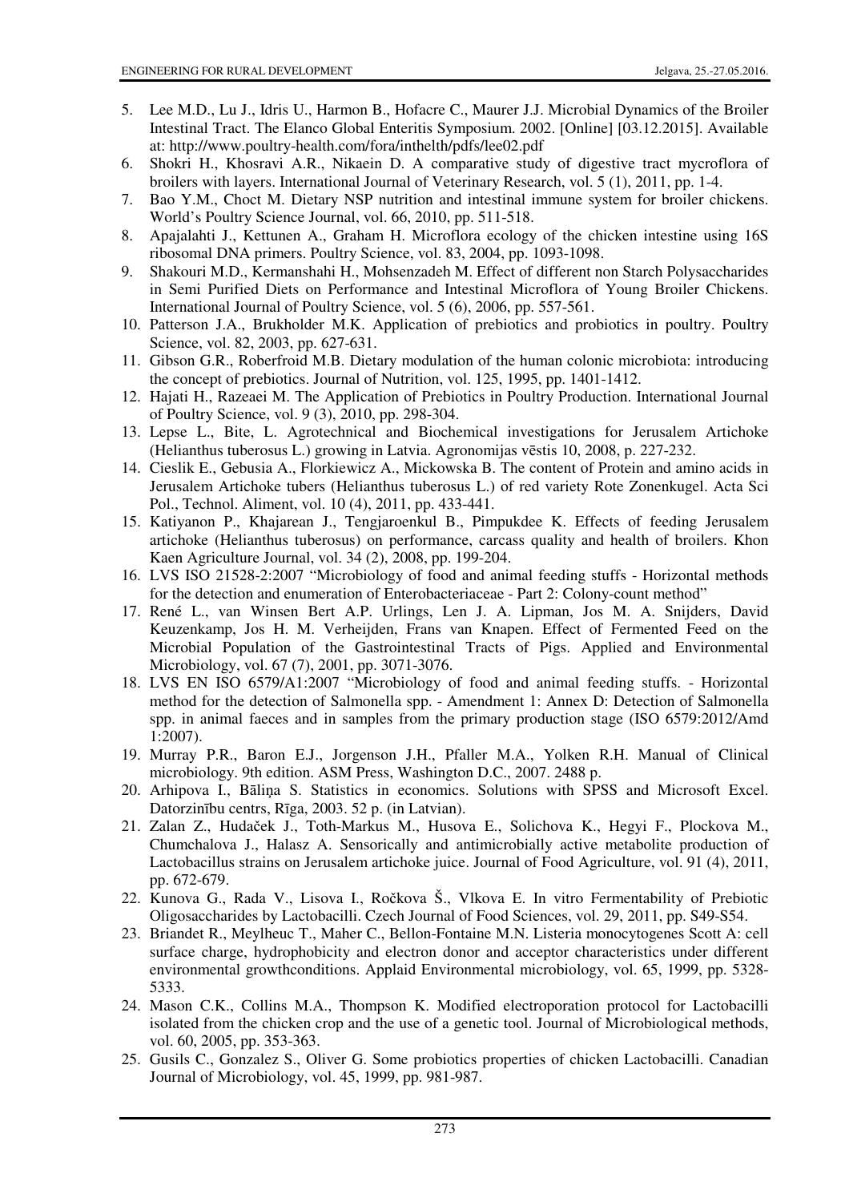5. Lee M.D., Lu J., Idris U., Harmon B., Hofacre C., Maurer J.J. Microbial Dynamics of the Broiler Intestinal Tract. The Elanco Global Enteritis Symposium. 2002. [Online] [03.12.2015]. Available at: http://www.poultry-health.com/fora/inthelth/pdfs/lee02.pdf
6. Shokri H., Khosravi A.R., Nikaein D. A comparative study of digestive tract mycroflora of broilers with layers. International Journal of Veterinary Research, vol. 5 (1), 2011, pp. 1-4.
7. Bao Y.M., Choct M. Dietary NSP nutrition and intestinal immune system for broiler chickens. World's Poultry Science Journal, vol. 66, 2010, pp. 511-518.
8. Apajalahti J., Kettunen A., Graham H. Microflora ecology of the chicken intestine using 16S ribosomal DNA primers. Poultry Science, vol. 83, 2004, pp. 1093-1098.
9. Shakouri M.D., Kermanshahi H., Mohsenzadeh M. Effect of different non Starch Polysaccharides in Semi Purified Diets on Performance and Intestinal Microflora of Young Broiler Chickens. International Journal of Poultry Science, vol. 5 (6), 2006, pp. 557-561.
10. Patterson J.A., Brukholder M.K. Application of prebiotics and probiotics in poultry. Poultry Science, vol. 82, 2003, pp. 627-631.
11. Gibson G.R., Roberfroid M.B. Dietary modulation of the human colonic microbiota: introducing the concept of prebiotics. Journal of Nutrition, vol. 125, 1995, pp. 1401-1412.
12. Hajati H., Razeaei M. The Application of Prebiotics in Poultry Production. International Journal of Poultry Science, vol. 9 (3), 2010, pp. 298-304.
13. Lepse L., Bite, L. Agrotechnical and Biochemical investigations for Jerusalem Artichoke (Helianthus tuberosus L.) growing in Latvia. Agronomijas vēstis 10, 2008, p. 227-232.
14. Cieslik E., Gebusia A., Florkiewicz A., Mickowska B. The content of Protein and amino acids in Jerusalem Artichoke tubers (Helianthus tuberosus L.) of red variety Rote Zonenkugel. Acta Sci Pol., Technol. Aliment, vol. 10 (4), 2011, pp. 433-441.
15. Katiyanon P., Khajarean J., Tengjaroenkul B., Pimpukdee K. Effects of feeding Jerusalem artichoke (Helianthus tuberosus) on performance, carcass quality and health of broilers. Khon Kaen Agriculture Journal, vol. 34 (2), 2008, pp. 199-204.
16. LVS ISO 21528-2:2007 "Microbiology of food and animal feeding stuffs - Horizontal methods for the detection and enumeration of Enterobacteriaceae - Part 2: Colony-count method"
17. René L., van Winsen Bert A.P. Urlings, Len J. A. Lipman, Jos M. A. Snijders, David Keuzenkamp, Jos H. M. Verheijden, Frans van Knapen. Effect of Fermented Feed on the Microbial Population of the Gastrointestinal Tracts of Pigs. Applied and Environmental Microbiology, vol. 67 (7), 2001, pp. 3071-3076.
18. LVS EN ISO 6579/A1:2007 "Microbiology of food and animal feeding stuffs. - Horizontal method for the detection of Salmonella spp. - Amendment 1: Annex D: Detection of Salmonella spp. in animal faeces and in samples from the primary production stage (ISO 6579:2012/Amd 1:2007).
19. Murray P.R., Baron E.J., Jorgenson J.H., Pfaller M.A., Yolken R.H. Manual of Clinical microbiology. 9th edition. ASM Press, Washington D.C., 2007. 2488 p.
20. Arhipova I., Bāliņa S. Statistics in economics. Solutions with SPSS and Microsoft Excel. Datorzinību centrs, Rīga, 2003. 52 p. (in Latvian).
21. Zalan Z., Hudaček J., Toth-Markus M., Husova E., Solichova K., Hegyi F., Plockova M., Chumchalova J., Halasz A. Sensorically and antimicrobially active metabolite production of Lactobacillus strains on Jerusalem artichoke juice. Journal of Food Agriculture, vol. 91 (4), 2011, pp. 672-679.
22. Kunova G., Rada V., Lisova I., Ročkova Š., Vlkova E. In vitro Fermentability of Prebiotic Oligosaccharides by Lactobacilli. Czech Journal of Food Sciences, vol. 29, 2011, pp. S49-S54.
23. Briandet R., Meylheuc T., Maher C., Bellon-Fontaine M.N. Listeria monocytogenes Scott A: cell surface charge, hydrophobicity and electron donor and acceptor characteristics under different environmental growthconditions. Applaid Environmental microbiology, vol. 65, 1999, pp. 5328-5333.
24. Mason C.K., Collins M.A., Thompson K. Modified electroporation protocol for Lactobacilli isolated from the chicken crop and the use of a genetic tool. Journal of Microbiological methods, vol. 60, 2005, pp. 353-363.
25. Gusils C., Gonzalez S., Oliver G. Some probiotics properties of chicken Lactobacilli. Canadian Journal of Microbiology, vol. 45, 1999, pp. 981-987.